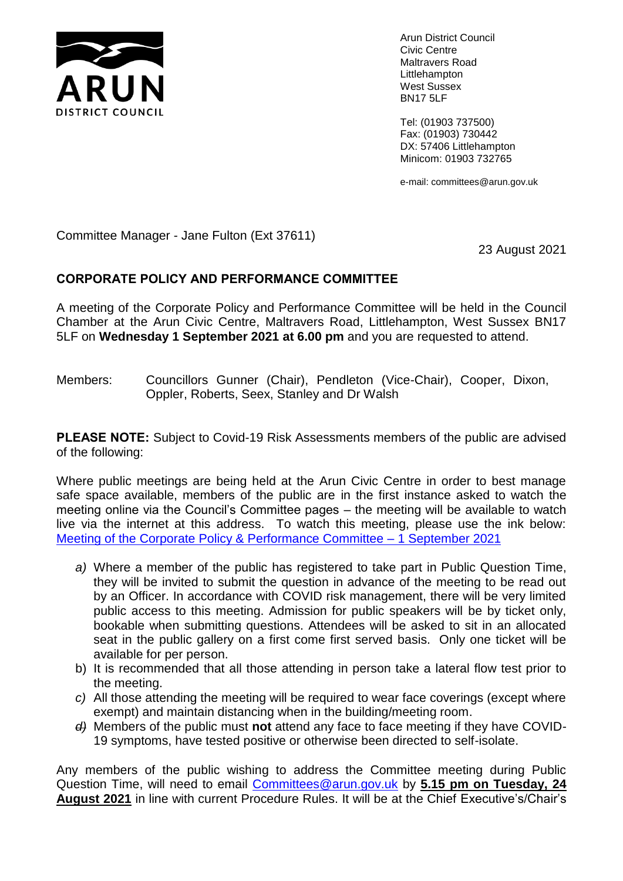ARUN DISTRICT COUNCIL

Arun District Council
Civic Centre
Maltravers Road
Littlehampton
West Sussex
BN17 5LF

Tel: (01903 737500)
Fax: (01903) 730442
DX: 57406 Littlehampton
Minicom: 01903 732765

e-mail: committees@arun.gov.uk

Committee Manager - Jane Fulton (Ext 37611)

23 August 2021

**CORPORATE POLICY AND PERFORMANCE COMMITTEE**

A meeting of the Corporate Policy and Performance Committee will be held in the Council Chamber at the Arun Civic Centre, Maltravers Road, Littlehampton, West Sussex BN17 5LF on **Wednesday 1 September 2021 at 6.00 pm** and you are requested to attend.

Members: Councillors Gunner (Chair), Pendleton (Vice-Chair), Cooper, Dixon, Oppler, Roberts, Seex, Stanley and Dr Walsh

**PLEASE NOTE:** Subject to Covid-19 Risk Assessments members of the public are advised of the following:

Where public meetings are being held at the Arun Civic Centre in order to best manage safe space available, members of the public are in the first instance asked to watch the meeting online via the Council's Committee pages – the meeting will be available to watch live via the internet at this address. To watch this meeting, please use the ink below: [Meeting of the Corporate Policy & Performance Committee – 1 September 2021]

a) Where a member of the public has registered to take part in Public Question Time, they will be invited to submit the question in advance of the meeting to be read out by an Officer. In accordance with COVID risk management, there will be very limited public access to this meeting. Admission for public speakers will be by ticket only, bookable when submitting questions. Attendees will be asked to sit in an allocated seat in the public gallery on a first come first served basis. Only one ticket will be available for per person.
b) It is recommended that all those attending in person take a lateral flow test prior to the meeting.
c) All those attending the meeting will be required to wear face coverings (except where exempt) and maintain distancing when in the building/meeting room.
d) Members of the public must **not** attend any face to face meeting if they have COVID-19 symptoms, have tested positive or otherwise been directed to self-isolate.

Any members of the public wishing to address the Committee meeting during Public Question Time, will need to email Committees@arun.gov.uk by **5.15 pm on Tuesday, 24 August 2021** in line with current Procedure Rules. It will be at the Chief Executive's/Chair's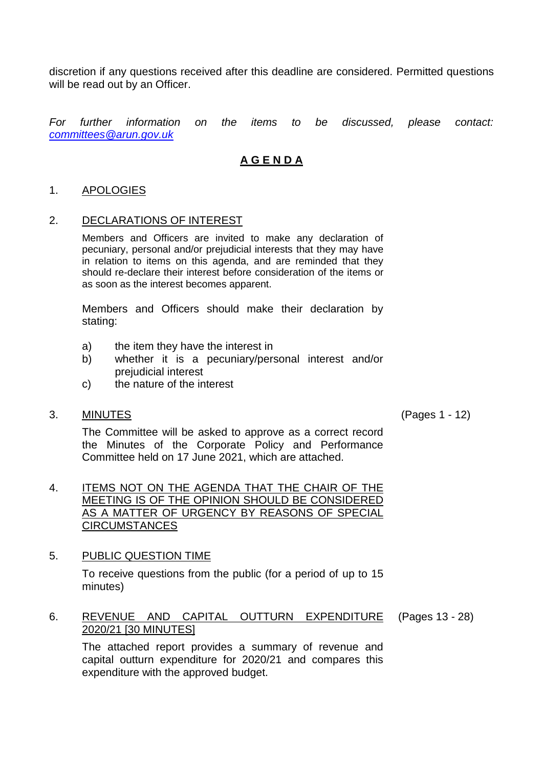discretion if any questions received after this deadline are considered. Permitted questions will be read out by an Officer.

*For further information on the items to be discussed, please contact: [committees@arun.gov.uk](mailto:committees@arun.gov.uk)*

## AGENDA

1. APOLOGIES

2. DECLARATIONS OF INTEREST

   Members and Officers are invited to make any declaration of pecuniary, personal and/or prejudicial interests that they may have in relation to items on this agenda, and are reminded that they should re-declare their interest before consideration of the items or as soon as the interest becomes apparent.

   Members and Officers should make their declaration by stating:

   a) the item they have the interest in
   b) whether it is a pecuniary/personal interest and/or prejudicial interest
   c) the nature of the interest

3. MINUTES (Pages 1 - 12)

   The Committee will be asked to approve as a correct record the Minutes of the Corporate Policy and Performance Committee held on 17 June 2021, which are attached.

4. ITEMS NOT ON THE AGENDA THAT THE CHAIR OF THE MEETING IS OF THE OPINION SHOULD BE CONSIDERED AS A MATTER OF URGENCY BY REASONS OF SPECIAL CIRCUMSTANCES

5. PUBLIC QUESTION TIME

   To receive questions from the public (for a period of up to 15 minutes)

6. REVENUE AND CAPITAL OUTTURN EXPENDITURE 2020/21 [30 MINUTES] (Pages 13 - 28)

   The attached report provides a summary of revenue and capital outturn expenditure for 2020/21 and compares this expenditure with the approved budget.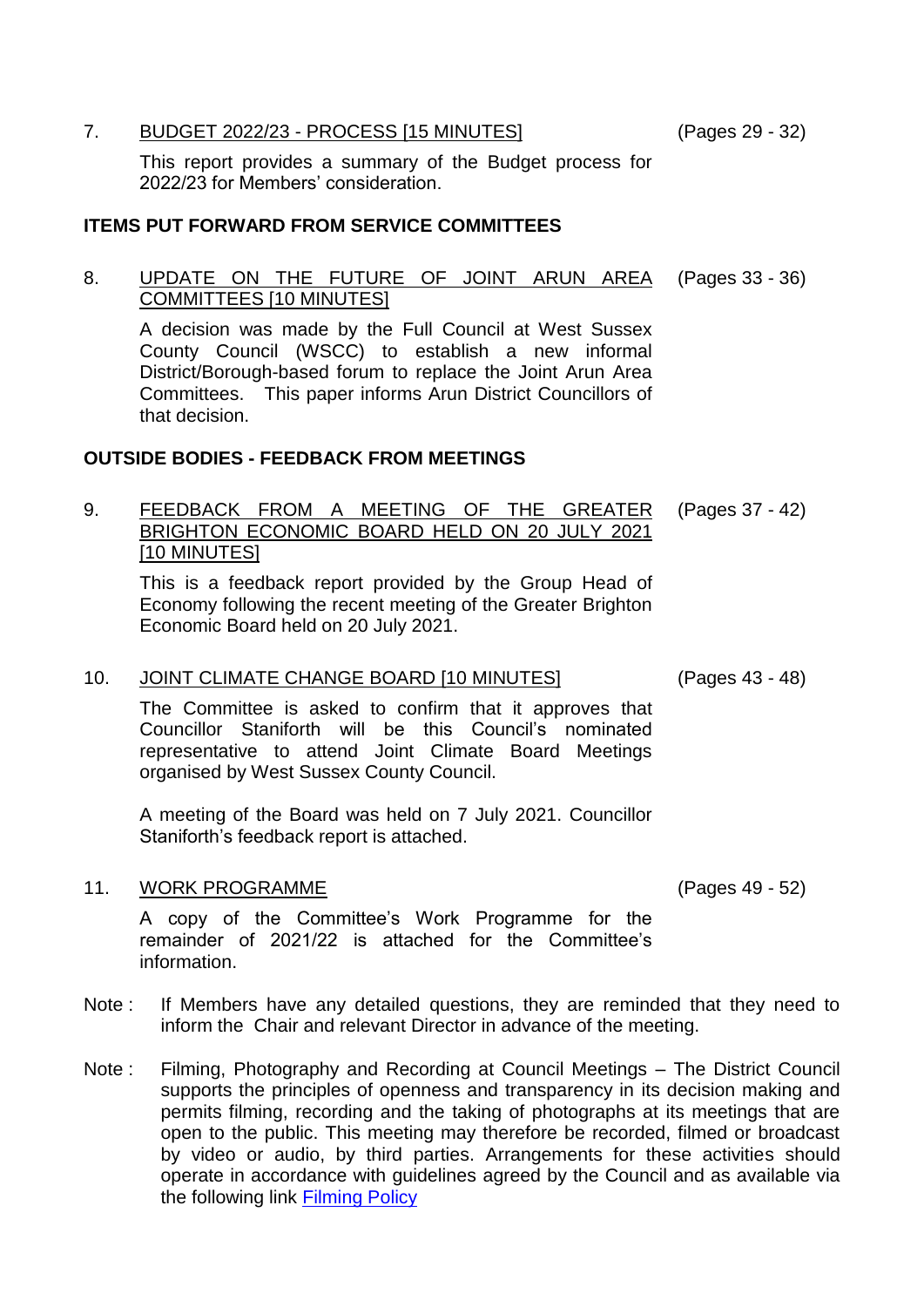7. BUDGET 2022/23 - PROCESS [15 MINUTES] (Pages 29 - 32)

   This report provides a summary of the Budget process for 2022/23 for Members' consideration.

**ITEMS PUT FORWARD FROM SERVICE COMMITTEES**

8. UPDATE ON THE FUTURE OF JOINT ARUN AREA COMMITTEES [10 MINUTES] (Pages 33 - 36)

   A decision was made by the Full Council at West Sussex County Council (WSCC) to establish a new informal District/Borough-based forum to replace the Joint Arun Area Committees. This paper informs Arun District Councillors of that decision.

**OUTSIDE BODIES - FEEDBACK FROM MEETINGS**

9. FEEDBACK FROM A MEETING OF THE GREATER BRIGHTON ECONOMIC BOARD HELD ON 20 JULY 2021 [10 MINUTES] (Pages 37 - 42)

   This is a feedback report provided by the Group Head of Economy following the recent meeting of the Greater Brighton Economic Board held on 20 July 2021.

10. JOINT CLIMATE CHANGE BOARD [10 MINUTES] (Pages 43 - 48)

    The Committee is asked to confirm that it approves that Councillor Staniforth will be this Council's nominated representative to attend Joint Climate Board Meetings organised by West Sussex County Council.

    A meeting of the Board was held on 7 July 2021. Councillor Staniforth's feedback report is attached.

11. WORK PROGRAMME (Pages 49 - 52)

    A copy of the Committee's Work Programme for the remainder of 2021/22 is attached for the Committee's information.

Note : If Members have any detailed questions, they are reminded that they need to inform the Chair and relevant Director in advance of the meeting.

Note : Filming, Photography and Recording at Council Meetings – The District Council supports the principles of openness and transparency in its decision making and permits filming, recording and the taking of photographs at its meetings that are open to the public. This meeting may therefore be recorded, filmed or broadcast by video or audio, by third parties. Arrangements for these activities should operate in accordance with guidelines agreed by the Council and as available via the following link Filming Policy